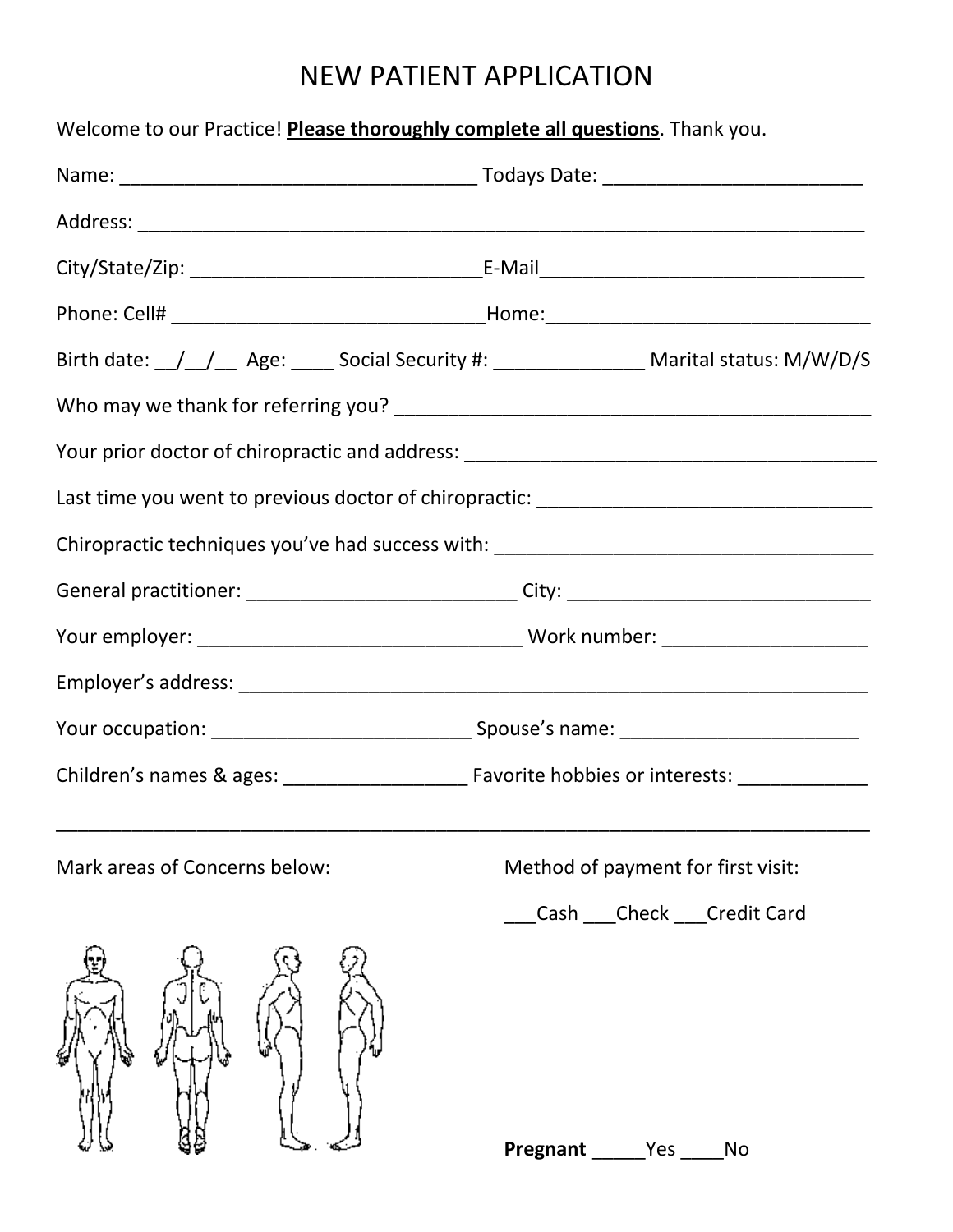# NEW PATIENT APPLICATION

Welcome to our Practice! **Please thoroughly complete all questions**. Thank you.

Name: _________________________________ Todays Date: ________________________

Address: _____________________________________________________________________

City/State/Zip: ___________________________E-Mail______________________________

Phone: Cell# _____________________________Home:______________________________

Birth date: __/__/__ Age: ____ Social Security #: ______________ Marital status: M/W/D/S

Who may we thank for referring you? ___________________________________________

Your prior doctor of chiropractic and address: _______________________________________

Last time you went to previous doctor of chiropractic: _______________________________

Chiropractic techniques you've had success with: ___________________________________

General practitioner: _________________________ City: ____________________________

Your employer: ______________________________ Work number: ___________________

Employer's address: ___________________________________________________________

Your occupation: ________________________ Spouse's name: ______________________

Children's names & ages: _________________ Favorite hobbies or interests: ____________

_____________________________________________________________________________

Mark areas of Concerns below:

Method of payment for first visit:

___Cash ___Check ___Credit Card

**Pregnant** _____Yes ____No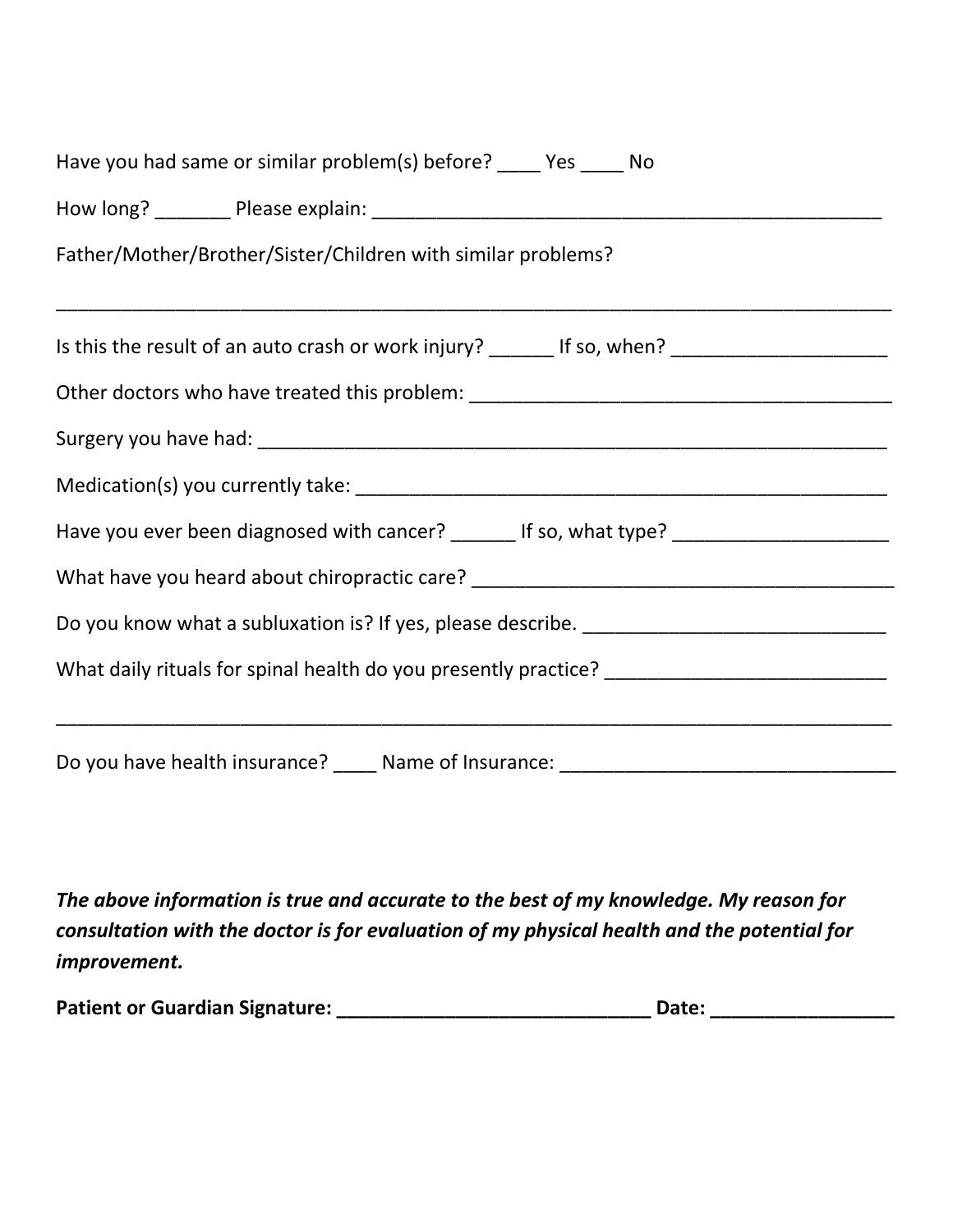Have you had same or similar problem(s) before? ____ Yes ____ No

How long? _______ Please explain: ___________________________________________________

Father/Mother/Brother/Sister/Children with similar problems?

_____________________________________________________________________________

Is this the result of an auto crash or work injury? ______ If so, when? ____________________

Other doctors who have treated this problem: ________________________________________

Surgery you have had: _____________________________________________________________

Medication(s) you currently take: ____________________________________________________

Have you ever been diagnosed with cancer? ______ If so, what type? ____________________

What have you heard about chiropractic care? ________________________________________

Do you know what a subluxation is? If yes, please describe. ____________________________

What daily rituals for spinal health do you presently practice? __________________________

_____________________________________________________________________________

Do you have health insurance? ____ Name of Insurance: ________________________________

***The above information is true and accurate to the best of my knowledge. My reason for consultation with the doctor is for evaluation of my physical health and the potential for improvement.***

**Patient or Guardian Signature: _____________________________ Date: ________________**